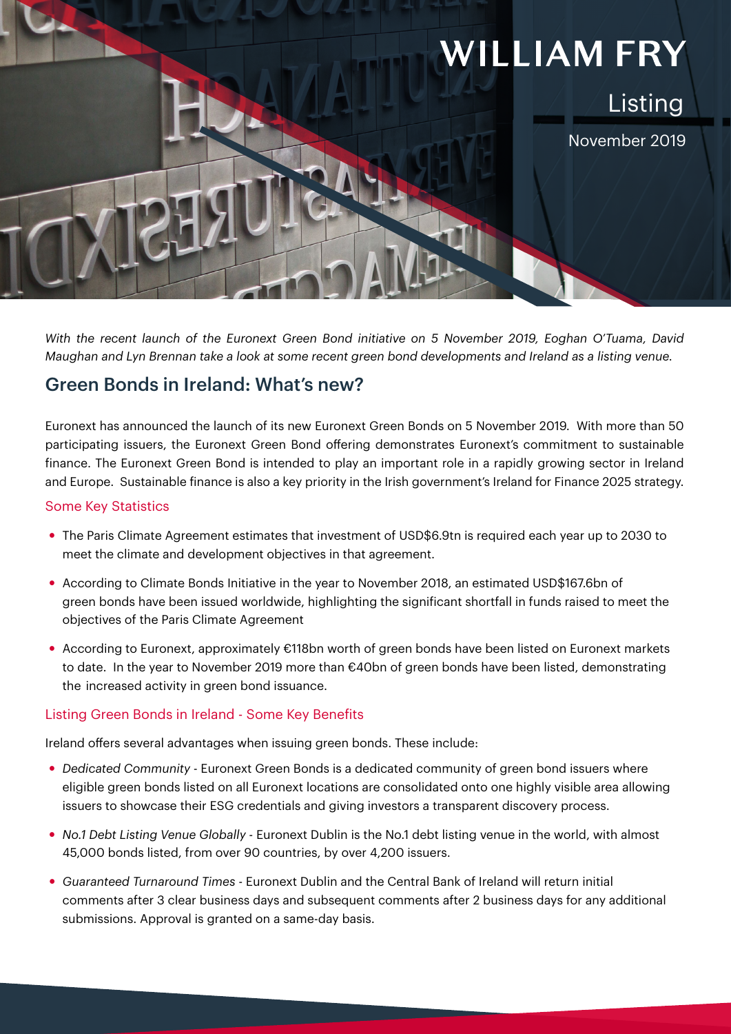WILLIAM FRY

Listing

November 2019

*With the recent launch of the Euronext Green Bond initiative on 5 November 2019, Eoghan O'Tuama, David Maughan and Lyn Brennan take a look at some recent green bond developments and Ireland as a listing venue.*

## Green Bonds in Ireland: What's new?

Euronext has announced the launch of its new Euronext Green Bonds on 5 November 2019. With more than 50 participating issuers, the Euronext Green Bond offering demonstrates Euronext's commitment to sustainable finance. The Euronext Green Bond is intended to play an important role in a rapidly growing sector in Ireland and Europe. Sustainable finance is also a key priority in the Irish government's Ireland for Finance 2025 strategy.

### Some Key Statistics

- The Paris Climate Agreement estimates that investment of USD$6.9tn is required each year up to 2030 to meet the climate and development objectives in that agreement.
- According to Climate Bonds Initiative in the year to November 2018, an estimated USD$167.6bn of green bonds have been issued worldwide, highlighting the significant shortfall in funds raised to meet the objectives of the Paris Climate Agreement
- According to Euronext, approximately €118bn worth of green bonds have been listed on Euronext markets to date. In the year to November 2019 more than €40bn of green bonds have been listed, demonstrating the increased activity in green bond issuance.

### Listing Green Bonds in Ireland - Some Key Benefits

Ireland offers several advantages when issuing green bonds. These include:

- *Dedicated Community* - Euronext Green Bonds is a dedicated community of green bond issuers where eligible green bonds listed on all Euronext locations are consolidated onto one highly visible area allowing issuers to showcase their ESG credentials and giving investors a transparent discovery process.
- *No.1 Debt Listing Venue Globally* - Euronext Dublin is the No.1 debt listing venue in the world, with almost 45,000 bonds listed, from over 90 countries, by over 4,200 issuers.
- *Guaranteed Turnaround Times* - Euronext Dublin and the Central Bank of Ireland will return initial comments after 3 clear business days and subsequent comments after 2 business days for any additional submissions. Approval is granted on a same-day basis.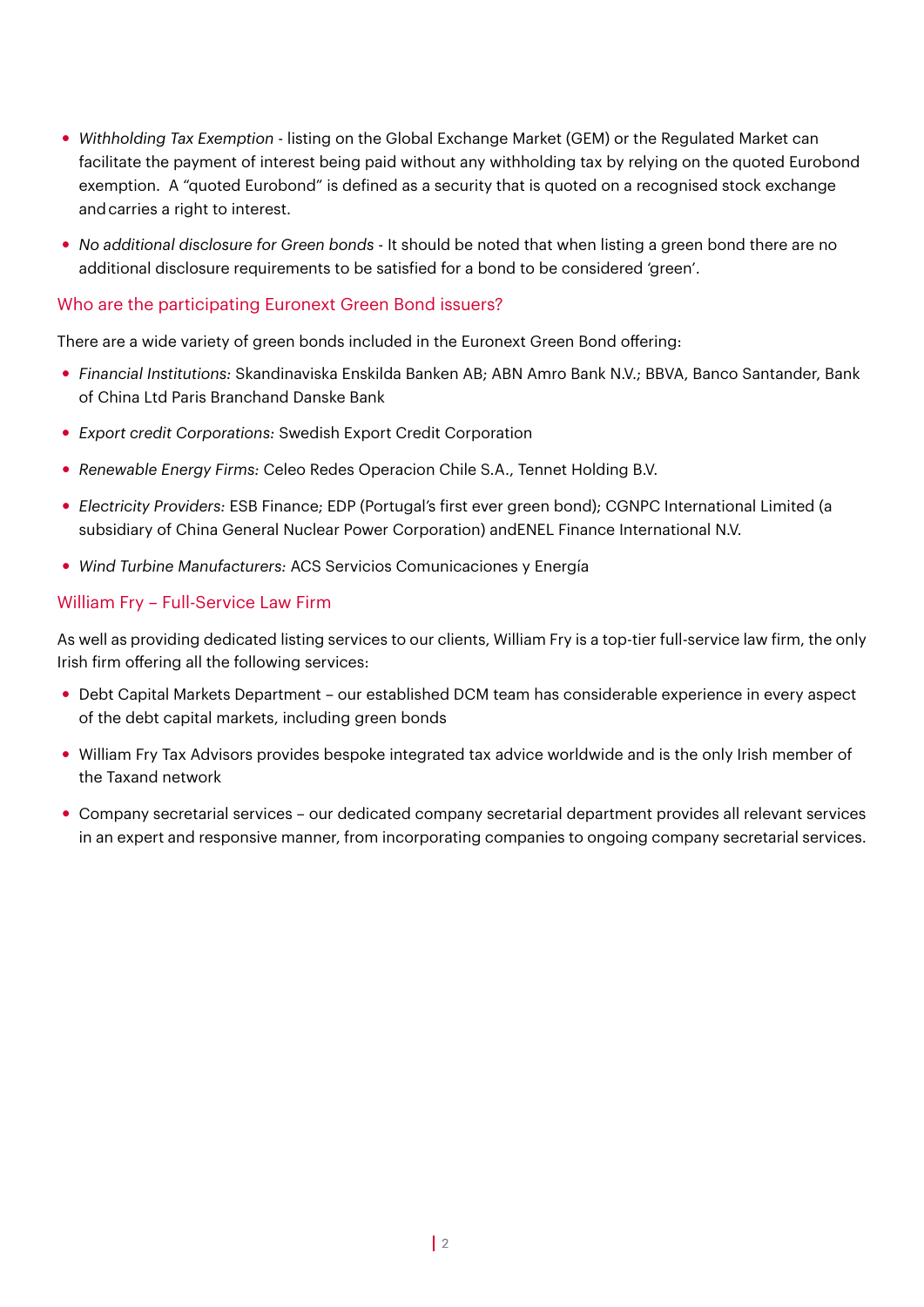- *Withholding Tax Exemption* - listing on the Global Exchange Market (GEM) or the Regulated Market can facilitate the payment of interest being paid without any withholding tax by relying on the quoted Eurobond exemption. A "quoted Eurobond" is defined as a security that is quoted on a recognised stock exchange and carries a right to interest.
- *No additional disclosure for Green bonds* - It should be noted that when listing a green bond there are no additional disclosure requirements to be satisfied for a bond to be considered 'green'.

## Who are the participating Euronext Green Bond issuers?

There are a wide variety of green bonds included in the Euronext Green Bond offering:

- *Financial Institutions:* Skandinaviska Enskilda Banken AB; ABN Amro Bank N.V.; BBVA, Banco Santander, Bank of China Ltd Paris Branchand Danske Bank
- *Export credit Corporations:* Swedish Export Credit Corporation
- *Renewable Energy Firms:* Celeo Redes Operacion Chile S.A., Tennet Holding B.V.
- *Electricity Providers:* ESB Finance; EDP (Portugal's first ever green bond); CGNPC International Limited (a subsidiary of China General Nuclear Power Corporation) andENEL Finance International N.V.
- *Wind Turbine Manufacturers:* ACS Servicios Comunicaciones y Energía

## William Fry – Full-Service Law Firm

As well as providing dedicated listing services to our clients, William Fry is a top-tier full-service law firm, the only Irish firm offering all the following services:

- Debt Capital Markets Department – our established DCM team has considerable experience in every aspect of the debt capital markets, including green bonds
- William Fry Tax Advisors provides bespoke integrated tax advice worldwide and is the only Irish member of the Taxand network
- Company secretarial services – our dedicated company secretarial department provides all relevant services in an expert and responsive manner, from incorporating companies to ongoing company secretarial services.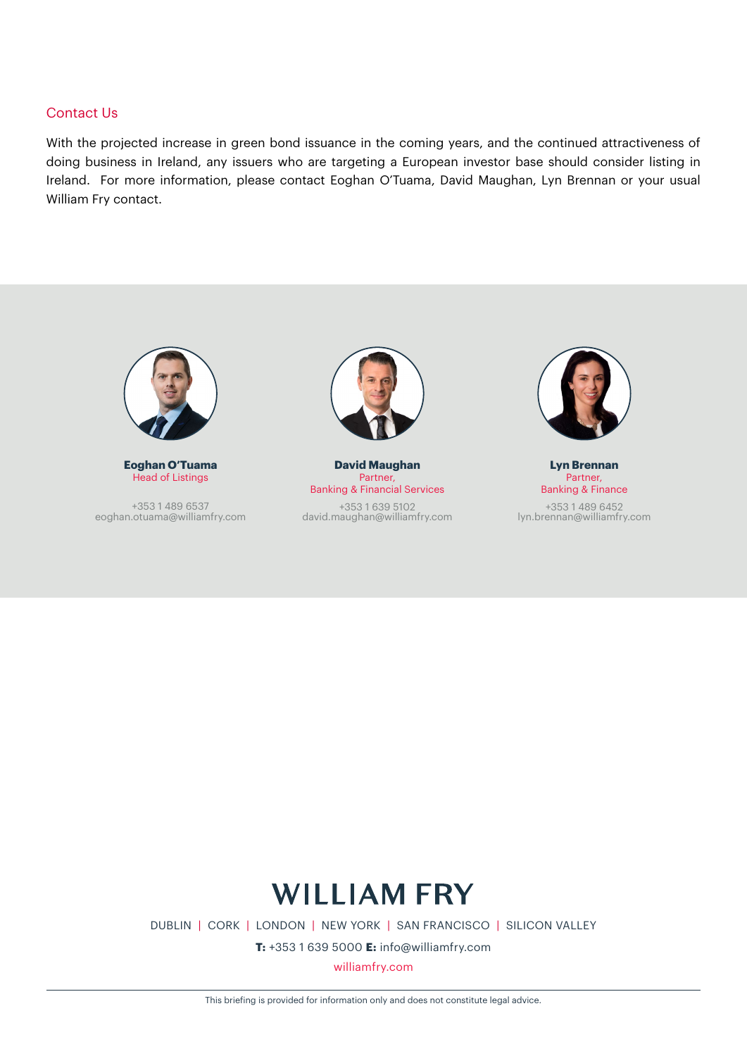## Contact Us

With the projected increase in green bond issuance in the coming years, and the continued attractiveness of doing business in Ireland, any issuers who are targeting a European investor base should consider listing in Ireland. For more information, please contact Eoghan O'Tuama, David Maughan, Lyn Brennan or your usual William Fry contact.

**Eoghan O'Tuama**
Head of Listings

+353 1 489 6537
eoghan.otuama@williamfry.com

**David Maughan**
Partner,
Banking & Financial Services

+353 1 639 5102
david.maughan@williamfry.com

**Lyn Brennan**
Partner,
Banking & Finance

+353 1 489 6452
lyn.brennan@williamfry.com

WILLIAM FRY

DUBLIN | CORK | LONDON | NEW YORK | SAN FRANCISCO | SILICON VALLEY

**T:** +353 1 639 5000 **E:** info@williamfry.com

williamfry.com

This briefing is provided for information only and does not constitute legal advice.